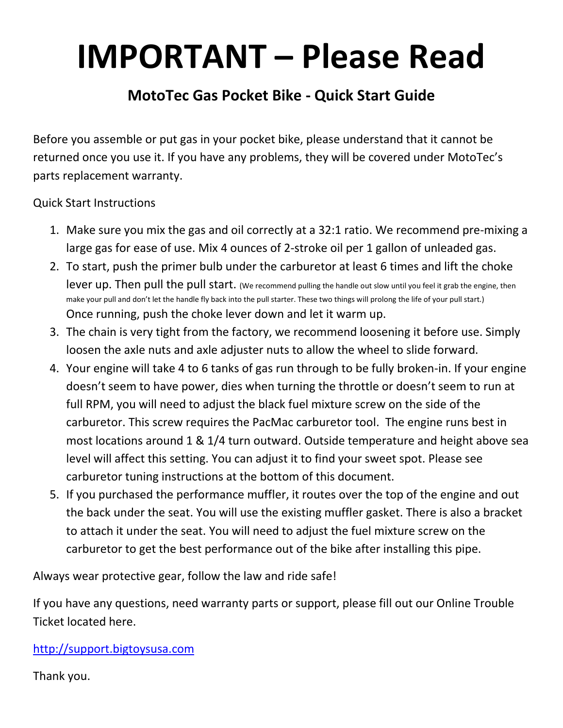# IMPORTANT – Please Read

## MotoTec Gas Pocket Bike - Quick Start Guide

Before you assemble or put gas in your pocket bike, please understand that it cannot be returned once you use it. If you have any problems, they will be covered under MotoTec's parts replacement warranty.

Quick Start Instructions

1. Make sure you mix the gas and oil correctly at a 32:1 ratio. We recommend pre-mixing a large gas for ease of use. Mix 4 ounces of 2-stroke oil per 1 gallon of unleaded gas.
2. To start, push the primer bulb under the carburetor at least 6 times and lift the choke lever up. Then pull the pull start. (We recommend pulling the handle out slow until you feel it grab the engine, then make your pull and don't let the handle fly back into the pull starter. These two things will prolong the life of your pull start.) Once running, push the choke lever down and let it warm up.
3. The chain is very tight from the factory, we recommend loosening it before use. Simply loosen the axle nuts and axle adjuster nuts to allow the wheel to slide forward.
4. Your engine will take 4 to 6 tanks of gas run through to be fully broken-in. If your engine doesn't seem to have power, dies when turning the throttle or doesn't seem to run at full RPM, you will need to adjust the black fuel mixture screw on the side of the carburetor. This screw requires the PacMac carburetor tool. The engine runs best in most locations around 1 & 1/4 turn outward. Outside temperature and height above sea level will affect this setting. You can adjust it to find your sweet spot. Please see carburetor tuning instructions at the bottom of this document.
5. If you purchased the performance muffler, it routes over the top of the engine and out the back under the seat. You will use the existing muffler gasket. There is also a bracket to attach it under the seat. You will need to adjust the fuel mixture screw on the carburetor to get the best performance out of the bike after installing this pipe.

Always wear protective gear, follow the law and ride safe!

If you have any questions, need warranty parts or support, please fill out our Online Trouble Ticket located here.

http://support.bigtoysusa.com

Thank you.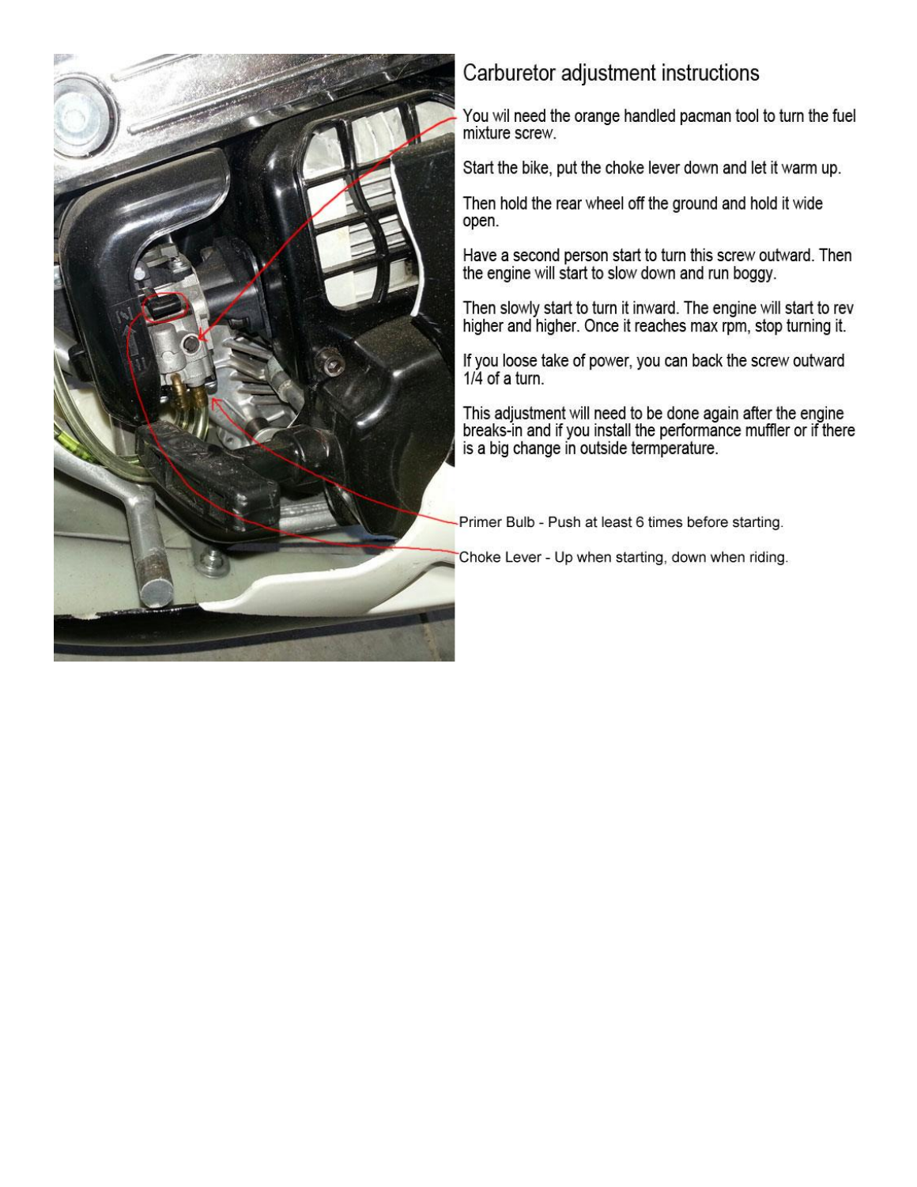# Carburetor adjustment instructions

You wil need the orange handled pacman tool to turn the fuel mixture screw.

Start the bike, put the choke lever down and let it warm up.

Then hold the rear wheel off the ground and hold it wide open.

Have a second person start to turn this screw outward. Then the engine will start to slow down and run boggy.

Then slowly start to turn it inward. The engine will start to rev higher and higher. Once it reaches max rpm, stop turning it.

If you loose take of power, you can back the screw outward 1/4 of a turn.

This adjustment will need to be done again after the engine breaks-in and if you install the performance muffler or if there is a big change in outside termperature.

Primer Bulb - Push at least 6 times before starting.

Choke Lever - Up when starting, down when riding.